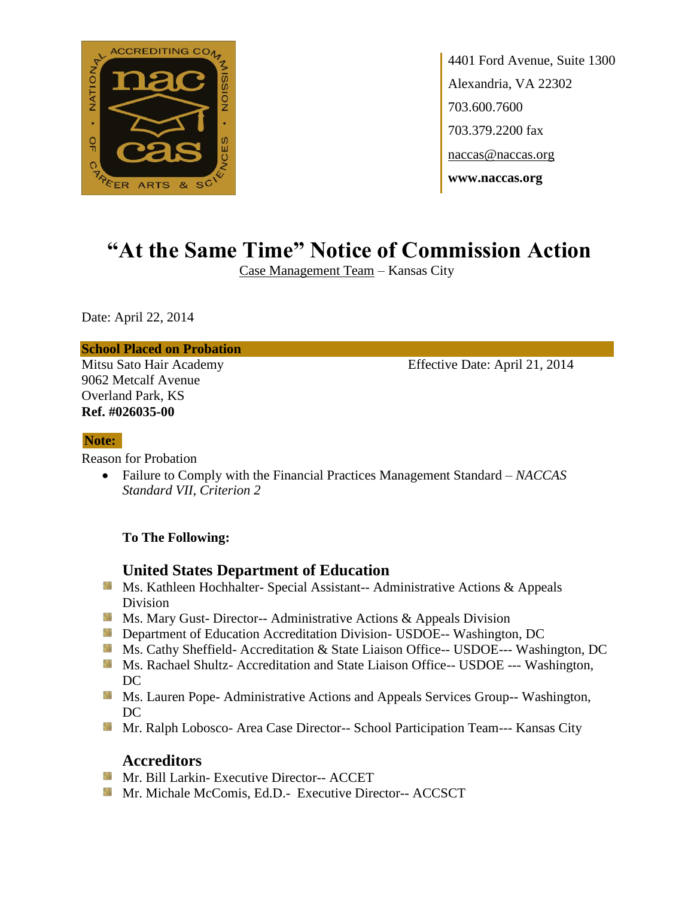4401 Ford Avenue, Suite 1300
Alexandria, VA 22302
703.600.7600
703.379.2200 fax
naccas@naccas.org
**www.naccas.org**

# "At the Same Time" Notice of Commission Action

Case Management Team – Kansas City

Date: April 22, 2014

**School Placed on Probation**

Mitsu Sato Hair Academy
9062 Metcalf Avenue
Overland Park, KS
**Ref. #026035-00**

Effective Date: April 21, 2014

**Note:**

Reason for Probation

- Failure to Comply with the Financial Practices Management Standard – *NACCAS Standard VII, Criterion 2*

**To The Following:**

## United States Department of Education

- Ms. Kathleen Hochhalter- Special Assistant-- Administrative Actions & Appeals Division
- Ms. Mary Gust- Director-- Administrative Actions & Appeals Division
- Department of Education Accreditation Division- USDOE-- Washington, DC
- Ms. Cathy Sheffield- Accreditation & State Liaison Office-- USDOE--- Washington, DC
- Ms. Rachael Shultz- Accreditation and State Liaison Office-- USDOE --- Washington, DC
- Ms. Lauren Pope- Administrative Actions and Appeals Services Group-- Washington, DC
- Mr. Ralph Lobosco- Area Case Director-- School Participation Team--- Kansas City

## Accreditors

- Mr. Bill Larkin- Executive Director-- ACCET
- Mr. Michale McComis, Ed.D.- Executive Director-- ACCSCT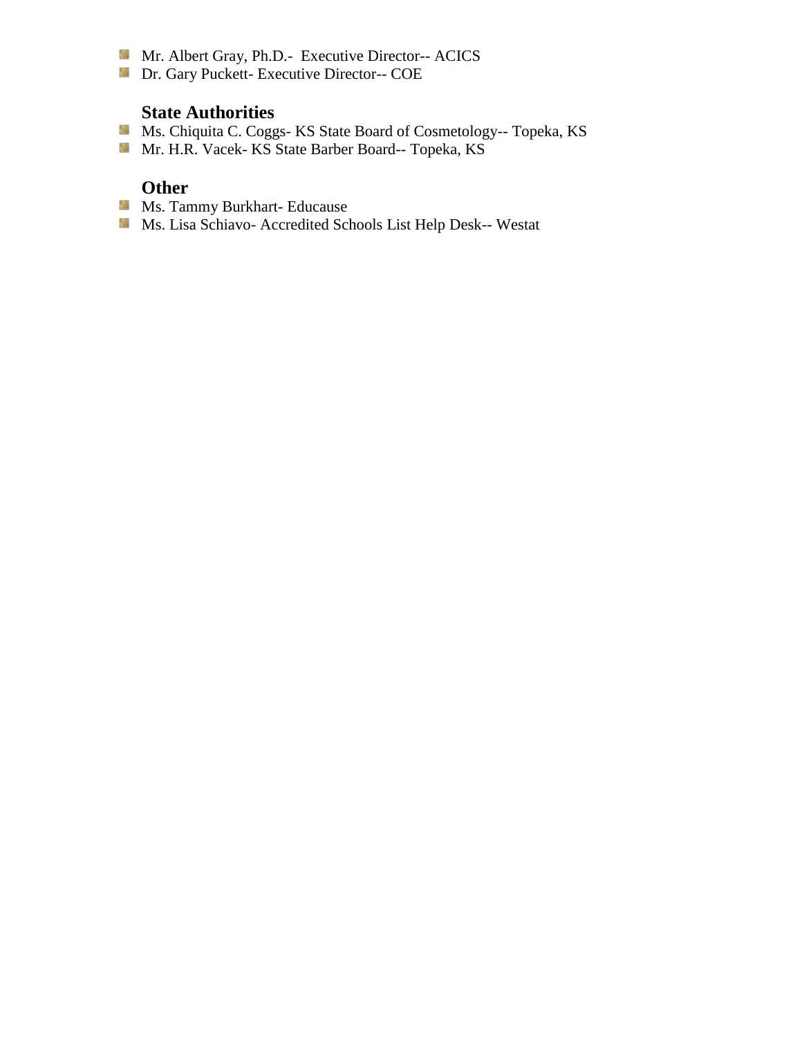- Mr. Albert Gray, Ph.D.-  Executive Director-- ACICS
- Dr. Gary Puckett- Executive Director-- COE

### State Authorities

- Ms. Chiquita C. Coggs- KS State Board of Cosmetology-- Topeka, KS
- Mr. H.R. Vacek- KS State Barber Board-- Topeka, KS

### Other

- Ms. Tammy Burkhart- Educause
- Ms. Lisa Schiavo- Accredited Schools List Help Desk-- Westat